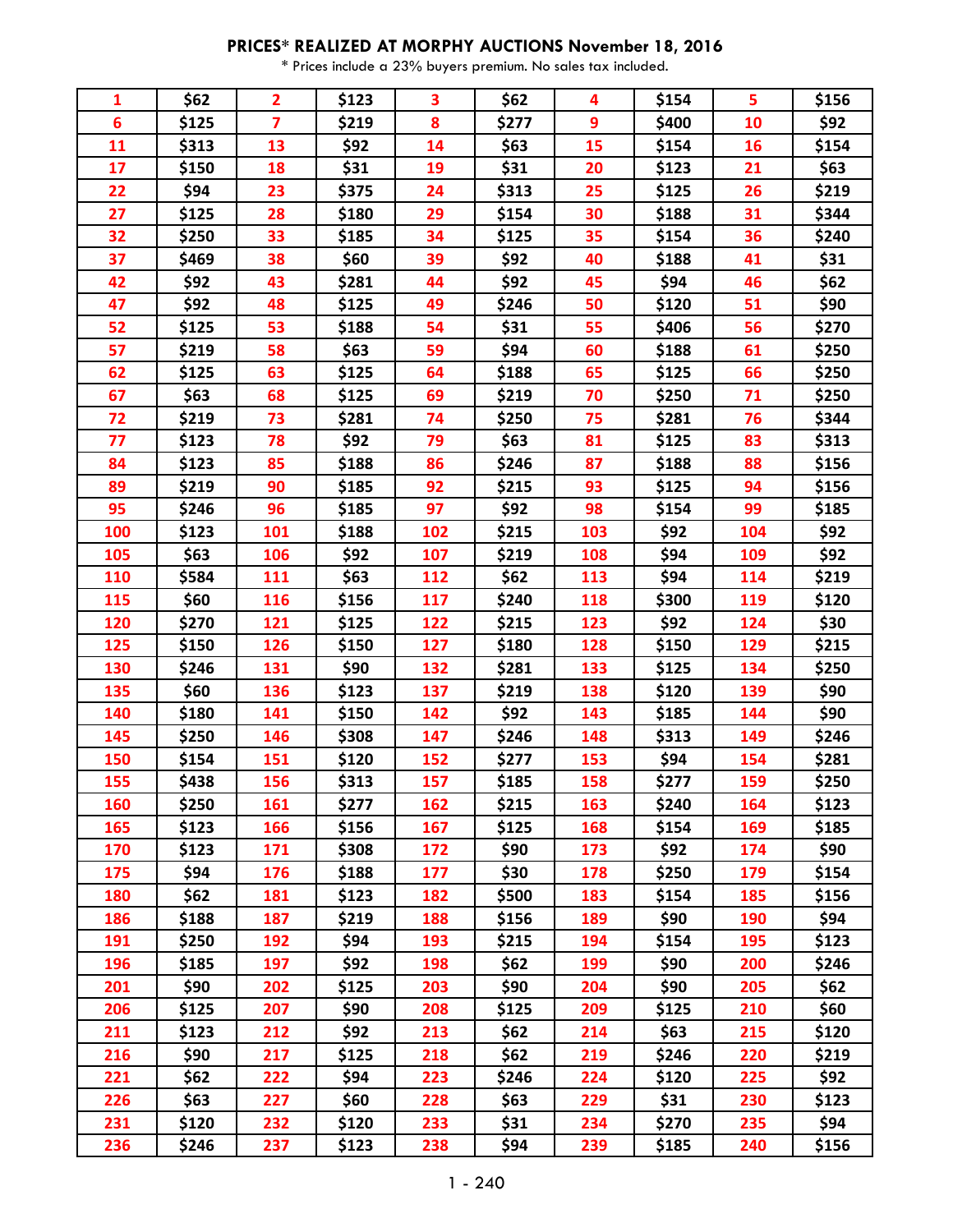**PRICES* REALIZED AT MORPHY AUCTIONS November 18, 2016**

* Prices include a 23% buyers premium. No sales tax included.

| | | | | | | | | | |
|---|---|---|---|---|---|---|---|---|---|
| 1 | $62 | 2 | $123 | 3 | $62 | 4 | $154 | 5 | $156 |
| 6 | $125 | 7 | $219 | 8 | $277 | 9 | $400 | 10 | $92 |
| 11 | $313 | 13 | $92 | 14 | $63 | 15 | $154 | 16 | $154 |
| 17 | $150 | 18 | $31 | 19 | $31 | 20 | $123 | 21 | $63 |
| 22 | $94 | 23 | $375 | 24 | $313 | 25 | $125 | 26 | $219 |
| 27 | $125 | 28 | $180 | 29 | $154 | 30 | $188 | 31 | $344 |
| 32 | $250 | 33 | $185 | 34 | $125 | 35 | $154 | 36 | $240 |
| 37 | $469 | 38 | $60 | 39 | $92 | 40 | $188 | 41 | $31 |
| 42 | $92 | 43 | $281 | 44 | $92 | 45 | $94 | 46 | $62 |
| 47 | $92 | 48 | $125 | 49 | $246 | 50 | $120 | 51 | $90 |
| 52 | $125 | 53 | $188 | 54 | $31 | 55 | $406 | 56 | $270 |
| 57 | $219 | 58 | $63 | 59 | $94 | 60 | $188 | 61 | $250 |
| 62 | $125 | 63 | $125 | 64 | $188 | 65 | $125 | 66 | $250 |
| 67 | $63 | 68 | $125 | 69 | $219 | 70 | $250 | 71 | $250 |
| 72 | $219 | 73 | $281 | 74 | $250 | 75 | $281 | 76 | $344 |
| 77 | $123 | 78 | $92 | 79 | $63 | 81 | $125 | 83 | $313 |
| 84 | $123 | 85 | $188 | 86 | $246 | 87 | $188 | 88 | $156 |
| 89 | $219 | 90 | $185 | 92 | $215 | 93 | $125 | 94 | $156 |
| 95 | $246 | 96 | $185 | 97 | $92 | 98 | $154 | 99 | $185 |
| 100 | $123 | 101 | $188 | 102 | $215 | 103 | $92 | 104 | $92 |
| 105 | $63 | 106 | $92 | 107 | $219 | 108 | $94 | 109 | $92 |
| 110 | $584 | 111 | $63 | 112 | $62 | 113 | $94 | 114 | $219 |
| 115 | $60 | 116 | $156 | 117 | $240 | 118 | $300 | 119 | $120 |
| 120 | $270 | 121 | $125 | 122 | $215 | 123 | $92 | 124 | $30 |
| 125 | $150 | 126 | $150 | 127 | $180 | 128 | $150 | 129 | $215 |
| 130 | $246 | 131 | $90 | 132 | $281 | 133 | $125 | 134 | $250 |
| 135 | $60 | 136 | $123 | 137 | $219 | 138 | $120 | 139 | $90 |
| 140 | $180 | 141 | $150 | 142 | $92 | 143 | $185 | 144 | $90 |
| 145 | $250 | 146 | $308 | 147 | $246 | 148 | $313 | 149 | $246 |
| 150 | $154 | 151 | $120 | 152 | $277 | 153 | $94 | 154 | $281 |
| 155 | $438 | 156 | $313 | 157 | $185 | 158 | $277 | 159 | $250 |
| 160 | $250 | 161 | $277 | 162 | $215 | 163 | $240 | 164 | $123 |
| 165 | $123 | 166 | $156 | 167 | $125 | 168 | $154 | 169 | $185 |
| 170 | $123 | 171 | $308 | 172 | $90 | 173 | $92 | 174 | $90 |
| 175 | $94 | 176 | $188 | 177 | $30 | 178 | $250 | 179 | $154 |
| 180 | $62 | 181 | $123 | 182 | $500 | 183 | $154 | 185 | $156 |
| 186 | $188 | 187 | $219 | 188 | $156 | 189 | $90 | 190 | $94 |
| 191 | $250 | 192 | $94 | 193 | $215 | 194 | $154 | 195 | $123 |
| 196 | $185 | 197 | $92 | 198 | $62 | 199 | $90 | 200 | $246 |
| 201 | $90 | 202 | $125 | 203 | $90 | 204 | $90 | 205 | $62 |
| 206 | $125 | 207 | $90 | 208 | $125 | 209 | $125 | 210 | $60 |
| 211 | $123 | 212 | $92 | 213 | $62 | 214 | $63 | 215 | $120 |
| 216 | $90 | 217 | $125 | 218 | $62 | 219 | $246 | 220 | $219 |
| 221 | $62 | 222 | $94 | 223 | $246 | 224 | $120 | 225 | $92 |
| 226 | $63 | 227 | $60 | 228 | $63 | 229 | $31 | 230 | $123 |
| 231 | $120 | 232 | $120 | 233 | $31 | 234 | $270 | 235 | $94 |
| 236 | $246 | 237 | $123 | 238 | $94 | 239 | $185 | 240 | $156 |

1 - 240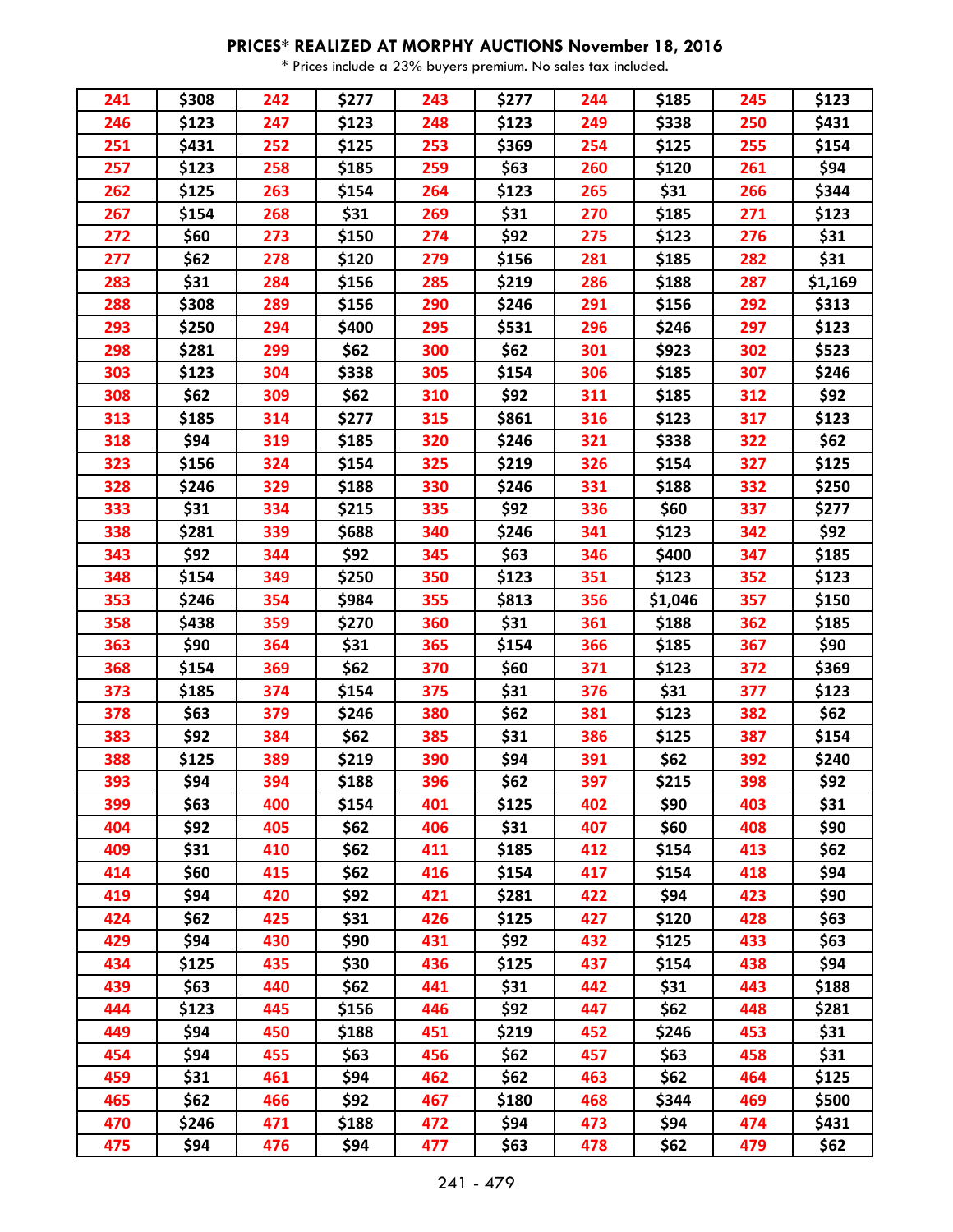## PRICES* REALIZED AT MORPHY AUCTIONS November 18, 2016

* Prices include a 23% buyers premium. No sales tax included.

| 241 | $308 | 242 | $277 | 243 | $277 | 244 | $185 | 245 | $123 |
|---|---|---|---|---|---|---|---|---|---|
| 246 | $123 | 247 | $123 | 248 | $123 | 249 | $338 | 250 | $431 |
| 251 | $431 | 252 | $125 | 253 | $369 | 254 | $125 | 255 | $154 |
| 257 | $123 | 258 | $185 | 259 | $63 | 260 | $120 | 261 | $94 |
| 262 | $125 | 263 | $154 | 264 | $123 | 265 | $31 | 266 | $344 |
| 267 | $154 | 268 | $31 | 269 | $31 | 270 | $185 | 271 | $123 |
| 272 | $60 | 273 | $150 | 274 | $92 | 275 | $123 | 276 | $31 |
| 277 | $62 | 278 | $120 | 279 | $156 | 281 | $185 | 282 | $31 |
| 283 | $31 | 284 | $156 | 285 | $219 | 286 | $188 | 287 | $1,169 |
| 288 | $308 | 289 | $156 | 290 | $246 | 291 | $156 | 292 | $313 |
| 293 | $250 | 294 | $400 | 295 | $531 | 296 | $246 | 297 | $123 |
| 298 | $281 | 299 | $62 | 300 | $62 | 301 | $923 | 302 | $523 |
| 303 | $123 | 304 | $338 | 305 | $154 | 306 | $185 | 307 | $246 |
| 308 | $62 | 309 | $62 | 310 | $92 | 311 | $185 | 312 | $92 |
| 313 | $185 | 314 | $277 | 315 | $861 | 316 | $123 | 317 | $123 |
| 318 | $94 | 319 | $185 | 320 | $246 | 321 | $338 | 322 | $62 |
| 323 | $156 | 324 | $154 | 325 | $219 | 326 | $154 | 327 | $125 |
| 328 | $246 | 329 | $188 | 330 | $246 | 331 | $188 | 332 | $250 |
| 333 | $31 | 334 | $215 | 335 | $92 | 336 | $60 | 337 | $277 |
| 338 | $281 | 339 | $688 | 340 | $246 | 341 | $123 | 342 | $92 |
| 343 | $92 | 344 | $92 | 345 | $63 | 346 | $400 | 347 | $185 |
| 348 | $154 | 349 | $250 | 350 | $123 | 351 | $123 | 352 | $123 |
| 353 | $246 | 354 | $984 | 355 | $813 | 356 | $1,046 | 357 | $150 |
| 358 | $438 | 359 | $270 | 360 | $31 | 361 | $188 | 362 | $185 |
| 363 | $90 | 364 | $31 | 365 | $154 | 366 | $185 | 367 | $90 |
| 368 | $154 | 369 | $62 | 370 | $60 | 371 | $123 | 372 | $369 |
| 373 | $185 | 374 | $154 | 375 | $31 | 376 | $31 | 377 | $123 |
| 378 | $63 | 379 | $246 | 380 | $62 | 381 | $123 | 382 | $62 |
| 383 | $92 | 384 | $62 | 385 | $31 | 386 | $125 | 387 | $154 |
| 388 | $125 | 389 | $219 | 390 | $94 | 391 | $62 | 392 | $240 |
| 393 | $94 | 394 | $188 | 396 | $62 | 397 | $215 | 398 | $92 |
| 399 | $63 | 400 | $154 | 401 | $125 | 402 | $90 | 403 | $31 |
| 404 | $92 | 405 | $62 | 406 | $31 | 407 | $60 | 408 | $90 |
| 409 | $31 | 410 | $62 | 411 | $185 | 412 | $154 | 413 | $62 |
| 414 | $60 | 415 | $62 | 416 | $154 | 417 | $154 | 418 | $94 |
| 419 | $94 | 420 | $92 | 421 | $281 | 422 | $94 | 423 | $90 |
| 424 | $62 | 425 | $31 | 426 | $125 | 427 | $120 | 428 | $63 |
| 429 | $94 | 430 | $90 | 431 | $92 | 432 | $125 | 433 | $63 |
| 434 | $125 | 435 | $30 | 436 | $125 | 437 | $154 | 438 | $94 |
| 439 | $63 | 440 | $62 | 441 | $31 | 442 | $31 | 443 | $188 |
| 444 | $123 | 445 | $156 | 446 | $92 | 447 | $62 | 448 | $281 |
| 449 | $94 | 450 | $188 | 451 | $219 | 452 | $246 | 453 | $31 |
| 454 | $94 | 455 | $63 | 456 | $62 | 457 | $63 | 458 | $31 |
| 459 | $31 | 461 | $94 | 462 | $62 | 463 | $62 | 464 | $125 |
| 465 | $62 | 466 | $92 | 467 | $180 | 468 | $344 | 469 | $500 |
| 470 | $246 | 471 | $188 | 472 | $94 | 473 | $94 | 474 | $431 |
| 475 | $94 | 476 | $94 | 477 | $63 | 478 | $62 | 479 | $62 |

241 - 479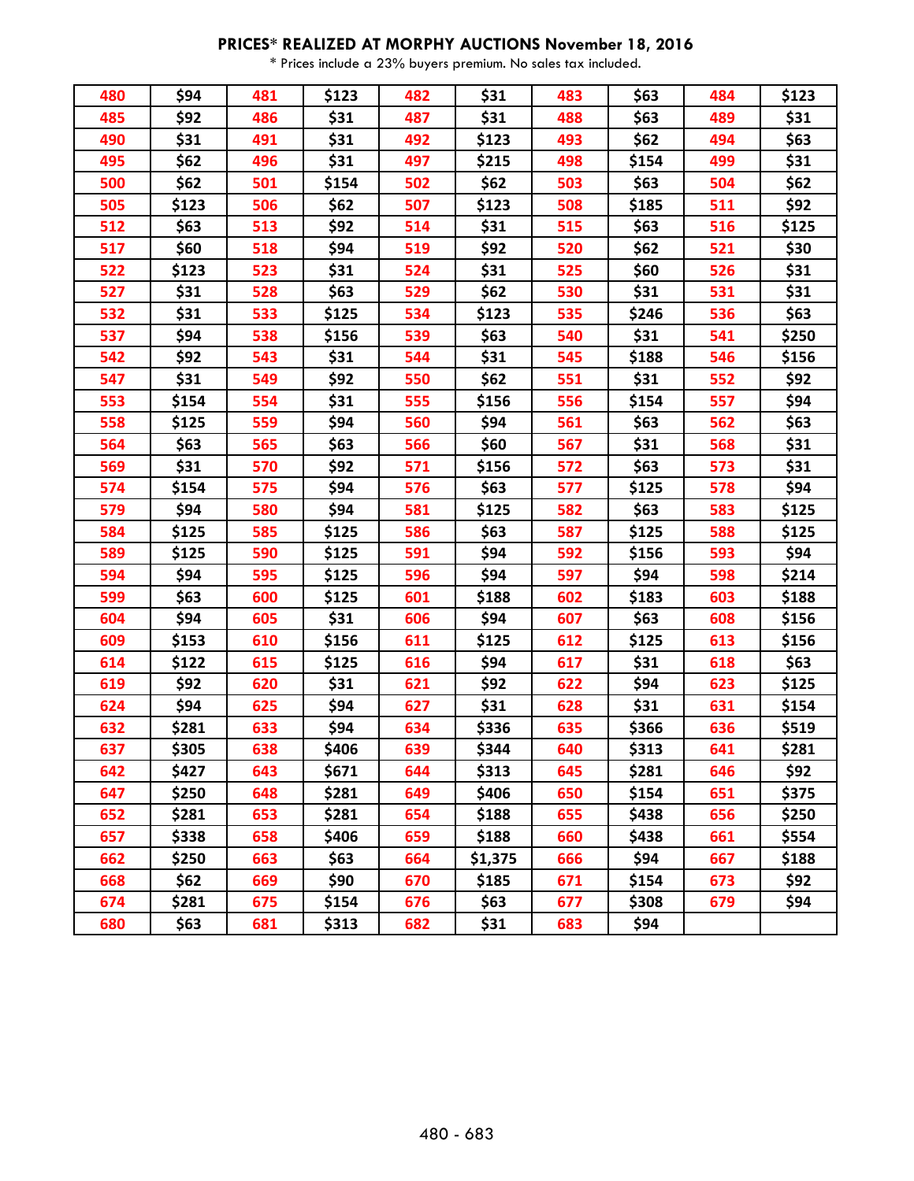**PRICES* REALIZED AT MORPHY AUCTIONS November 18, 2016**

* Prices include a 23% buyers premium. No sales tax included.

| | | | | | | | | | |
|---|---|---|---|---|---|---|---|---|---|
| 480 | $94 | 481 | $123 | 482 | $31 | 483 | $63 | 484 | $123 |
| 485 | $92 | 486 | $31 | 487 | $31 | 488 | $63 | 489 | $31 |
| 490 | $31 | 491 | $31 | 492 | $123 | 493 | $62 | 494 | $63 |
| 495 | $62 | 496 | $31 | 497 | $215 | 498 | $154 | 499 | $31 |
| 500 | $62 | 501 | $154 | 502 | $62 | 503 | $63 | 504 | $62 |
| 505 | $123 | 506 | $62 | 507 | $123 | 508 | $185 | 511 | $92 |
| 512 | $63 | 513 | $92 | 514 | $31 | 515 | $63 | 516 | $125 |
| 517 | $60 | 518 | $94 | 519 | $92 | 520 | $62 | 521 | $30 |
| 522 | $123 | 523 | $31 | 524 | $31 | 525 | $60 | 526 | $31 |
| 527 | $31 | 528 | $63 | 529 | $62 | 530 | $31 | 531 | $31 |
| 532 | $31 | 533 | $125 | 534 | $123 | 535 | $246 | 536 | $63 |
| 537 | $94 | 538 | $156 | 539 | $63 | 540 | $31 | 541 | $250 |
| 542 | $92 | 543 | $31 | 544 | $31 | 545 | $188 | 546 | $156 |
| 547 | $31 | 549 | $92 | 550 | $62 | 551 | $31 | 552 | $92 |
| 553 | $154 | 554 | $31 | 555 | $156 | 556 | $154 | 557 | $94 |
| 558 | $125 | 559 | $94 | 560 | $94 | 561 | $63 | 562 | $63 |
| 564 | $63 | 565 | $63 | 566 | $60 | 567 | $31 | 568 | $31 |
| 569 | $31 | 570 | $92 | 571 | $156 | 572 | $63 | 573 | $31 |
| 574 | $154 | 575 | $94 | 576 | $63 | 577 | $125 | 578 | $94 |
| 579 | $94 | 580 | $94 | 581 | $125 | 582 | $63 | 583 | $125 |
| 584 | $125 | 585 | $125 | 586 | $63 | 587 | $125 | 588 | $125 |
| 589 | $125 | 590 | $125 | 591 | $94 | 592 | $156 | 593 | $94 |
| 594 | $94 | 595 | $125 | 596 | $94 | 597 | $94 | 598 | $214 |
| 599 | $63 | 600 | $125 | 601 | $188 | 602 | $183 | 603 | $188 |
| 604 | $94 | 605 | $31 | 606 | $94 | 607 | $63 | 608 | $156 |
| 609 | $153 | 610 | $156 | 611 | $125 | 612 | $125 | 613 | $156 |
| 614 | $122 | 615 | $125 | 616 | $94 | 617 | $31 | 618 | $63 |
| 619 | $92 | 620 | $31 | 621 | $92 | 622 | $94 | 623 | $125 |
| 624 | $94 | 625 | $94 | 627 | $31 | 628 | $31 | 631 | $154 |
| 632 | $281 | 633 | $94 | 634 | $336 | 635 | $366 | 636 | $519 |
| 637 | $305 | 638 | $406 | 639 | $344 | 640 | $313 | 641 | $281 |
| 642 | $427 | 643 | $671 | 644 | $313 | 645 | $281 | 646 | $92 |
| 647 | $250 | 648 | $281 | 649 | $406 | 650 | $154 | 651 | $375 |
| 652 | $281 | 653 | $281 | 654 | $188 | 655 | $438 | 656 | $250 |
| 657 | $338 | 658 | $406 | 659 | $188 | 660 | $438 | 661 | $554 |
| 662 | $250 | 663 | $63 | 664 | $1,375 | 666 | $94 | 667 | $188 |
| 668 | $62 | 669 | $90 | 670 | $185 | 671 | $154 | 673 | $92 |
| 674 | $281 | 675 | $154 | 676 | $63 | 677 | $308 | 679 | $94 |
| 680 | $63 | 681 | $313 | 682 | $31 | 683 | $94 | | |

480 - 683